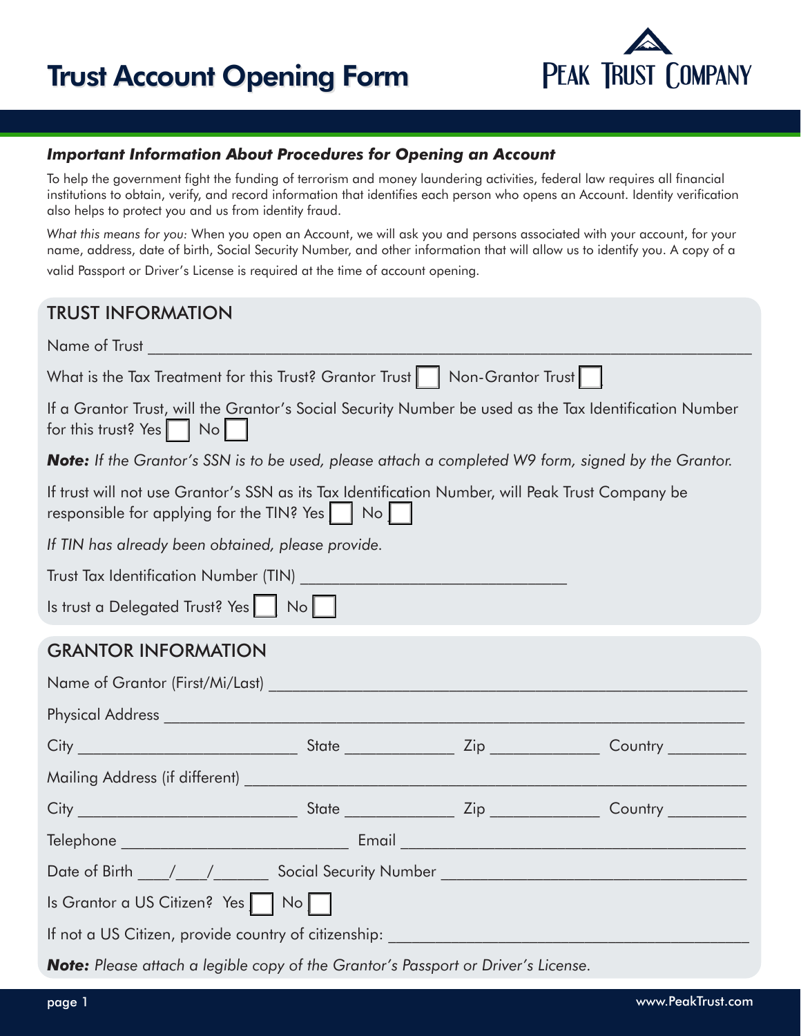# Trust Account Opening Form

PEAK TRUST COMPANY

***Important Information About Procedures for Opening an Account***

To help the government fight the funding of terrorism and money laundering activities, federal law requires all financial institutions to obtain, verify, and record information that identifies each person who opens an Account. Identity verification also helps to protect you and us from identity fraud.

*What this means for you:* When you open an Account, we will ask you and persons associated with your account, for your name, address, date of birth, Social Security Number, and other information that will allow us to identify you. A copy of a valid Passport or Driver's License is required at the time of account opening.

## TRUST INFORMATION

Name of Trust ___________________________________________________________________

What is the Tax Treatment for this Trust? Grantor Trust ☐ Non-Grantor Trust ☐

If a Grantor Trust, will the Grantor's Social Security Number be used as the Tax Identification Number for this trust? Yes ☐ No ☐

***Note:*** *If the Grantor's SSN is to be used, please attach a completed W9 form, signed by the Grantor.*

If trust will not use Grantor's SSN as its Tax Identification Number, will Peak Trust Company be responsible for applying for the TIN? Yes ☐ No ☐

*If TIN has already been obtained, please provide.*

Trust Tax Identification Number (TIN) ______________________________

Is trust a Delegated Trust? Yes ☐ No ☐

## GRANTOR INFORMATION

Name of Grantor (First/Mi/Last) ______________________________________________________

Physical Address ________________________________________________________________

City ________________________ State ____________ Zip ____________ Country _________

Mailing Address (if different) _______________________________________________________

City ________________________ State ____________ Zip ____________ Country _________

Telephone __________________________ Email ______________________________________

Date of Birth ___/___/______ Social Security Number _________________________________

Is Grantor a US Citizen? Yes ☐ No ☐

If not a US Citizen, provide country of citizenship: _____________________________________

***Note:*** *Please attach a legible copy of the Grantor's Passport or Driver's License.*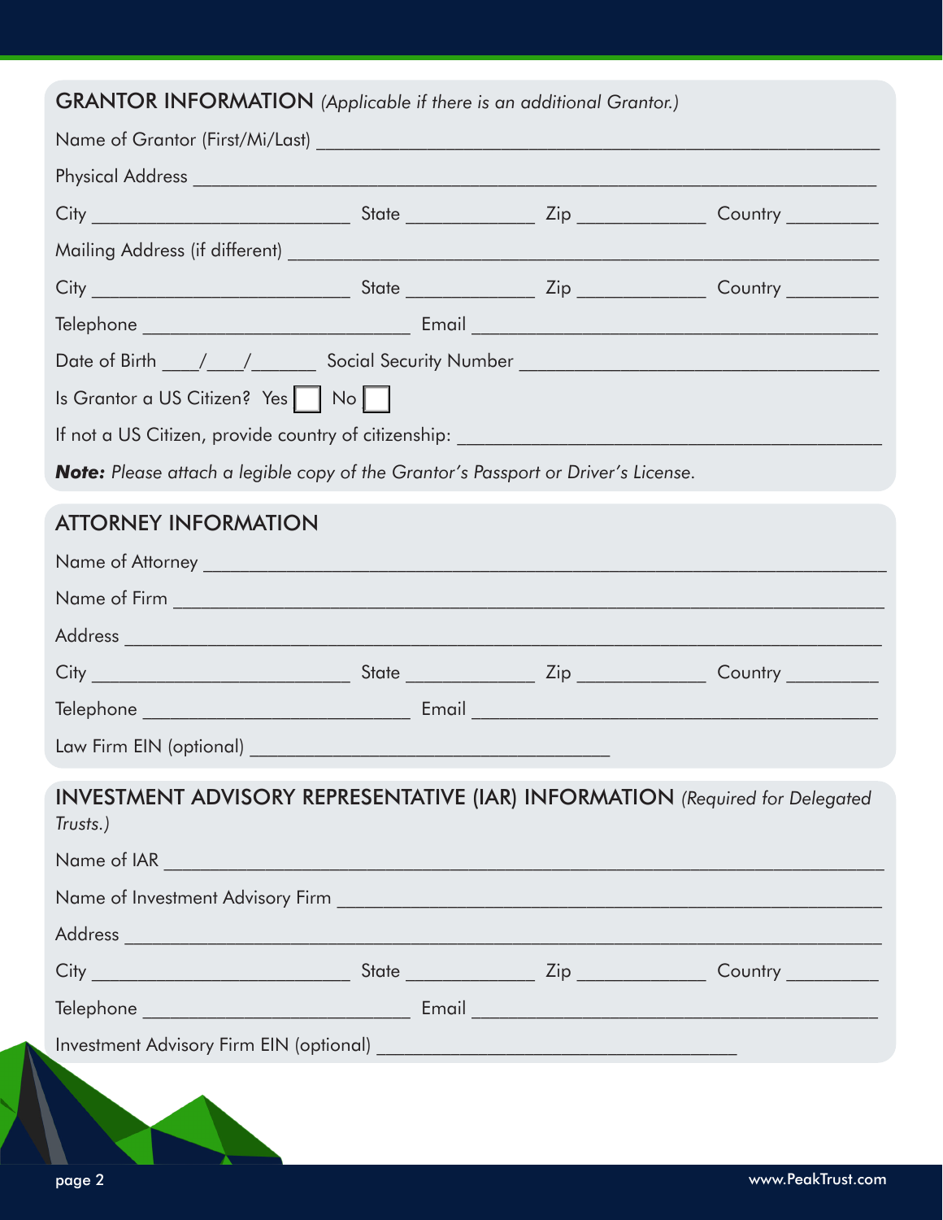## GRANTOR INFORMATION *(Applicable if there is an additional Grantor.)*

Name of Grantor (First/Mi/Last) ______________________________________________

Physical Address ______________________________________________

City ____________________ State __________ Zip __________ Country ________

Mailing Address (if different) ______________________________________________

City ____________________ State __________ Zip __________ Country ________

Telephone ____________________ Email ______________________________

Date of Birth ___/___/_____ Social Security Number ______________________________

Is Grantor a US Citizen? Yes ☐ No ☐

If not a US Citizen, provide country of citizenship: ______________________________

***Note:*** *Please attach a legible copy of the Grantor's Passport or Driver's License.*

## ATTORNEY INFORMATION

Name of Attorney ______________________________________________

Name of Firm ______________________________________________

Address ______________________________________________

City ____________________ State __________ Zip __________ Country ________

Telephone ____________________ Email ______________________________

Law Firm EIN (optional) ______________________________

## INVESTMENT ADVISORY REPRESENTATIVE (IAR) INFORMATION *(Required for Delegated Trusts.)*

Name of IAR ______________________________________________

Name of Investment Advisory Firm ______________________________________________

Address ______________________________________________

City ____________________ State __________ Zip __________ Country ________

Telephone ____________________ Email ______________________________

Investment Advisory Firm EIN (optional) ______________________________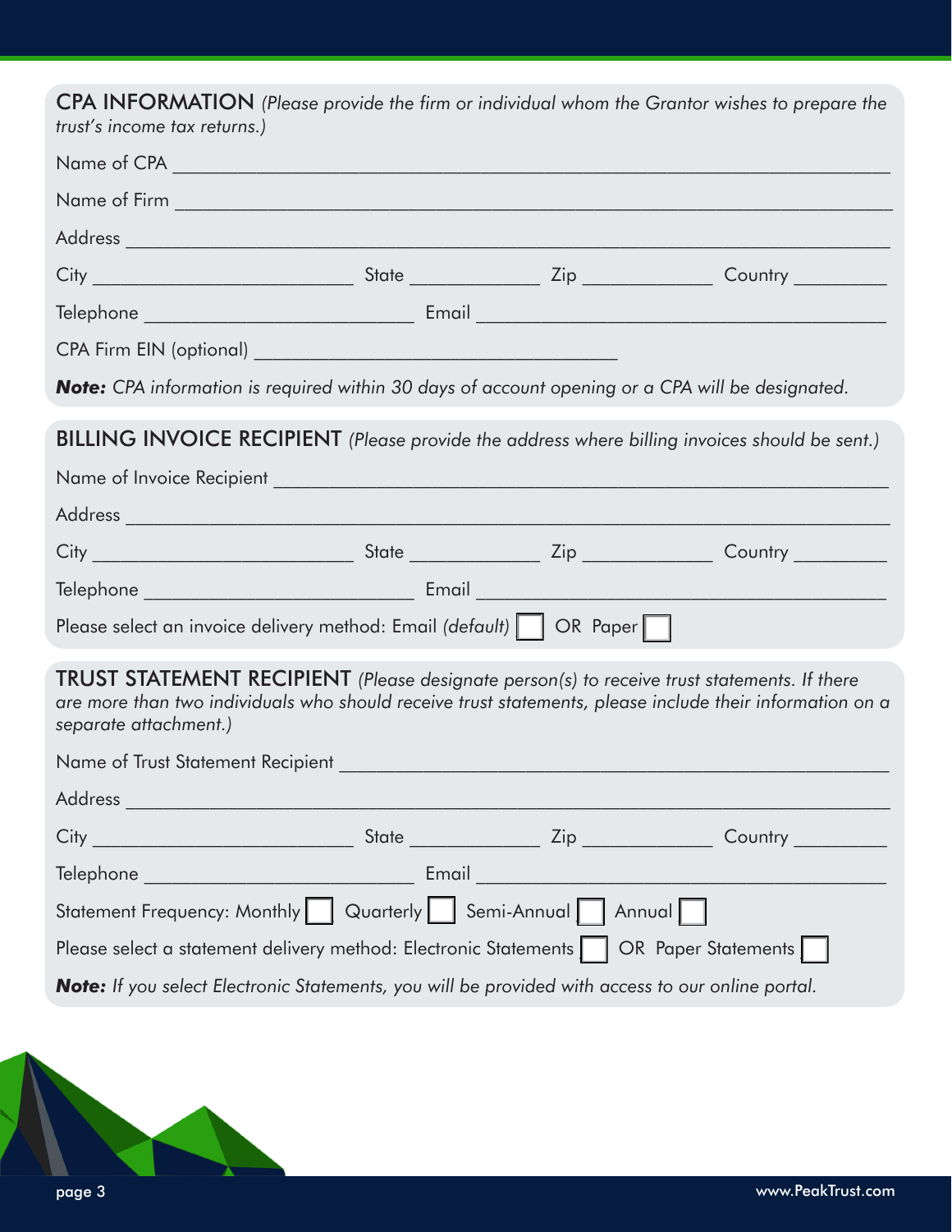## CPA INFORMATION *(Please provide the firm or individual whom the Grantor wishes to prepare the trust's income tax returns.)*

Name of CPA ______________________________________________________________

Name of Firm ______________________________________________________________

Address ______________________________________________________________

City ________________________ State ____________ Zip ____________ Country _________

Telephone __________________________ Email ______________________________________

CPA Firm EIN (optional) __________________________________

***Note:*** *CPA information is required within 30 days of account opening or a CPA will be designated.*

## BILLING INVOICE RECIPIENT *(Please provide the address where billing invoices should be sent.)*

Name of Invoice Recipient ______________________________________________________

Address ______________________________________________________________

City ________________________ State ____________ Zip ____________ Country _________

Telephone __________________________ Email ______________________________________

Please select an invoice delivery method: Email *(default)* ☐ OR Paper ☐

## TRUST STATEMENT RECIPIENT *(Please designate person(s) to receive trust statements. If there are more than two individuals who should receive trust statements, please include their information on a separate attachment.)*

Name of Trust Statement Recipient ______________________________________________

Address ______________________________________________________________

City ________________________ State ____________ Zip ____________ Country _________

Telephone __________________________ Email ______________________________________

Statement Frequency: Monthly ☐ Quarterly ☐ Semi-Annual ☐ Annual ☐

Please select a statement delivery method: Electronic Statements ☐ OR Paper Statements ☐

***Note:*** *If you select Electronic Statements, you will be provided with access to our online portal.*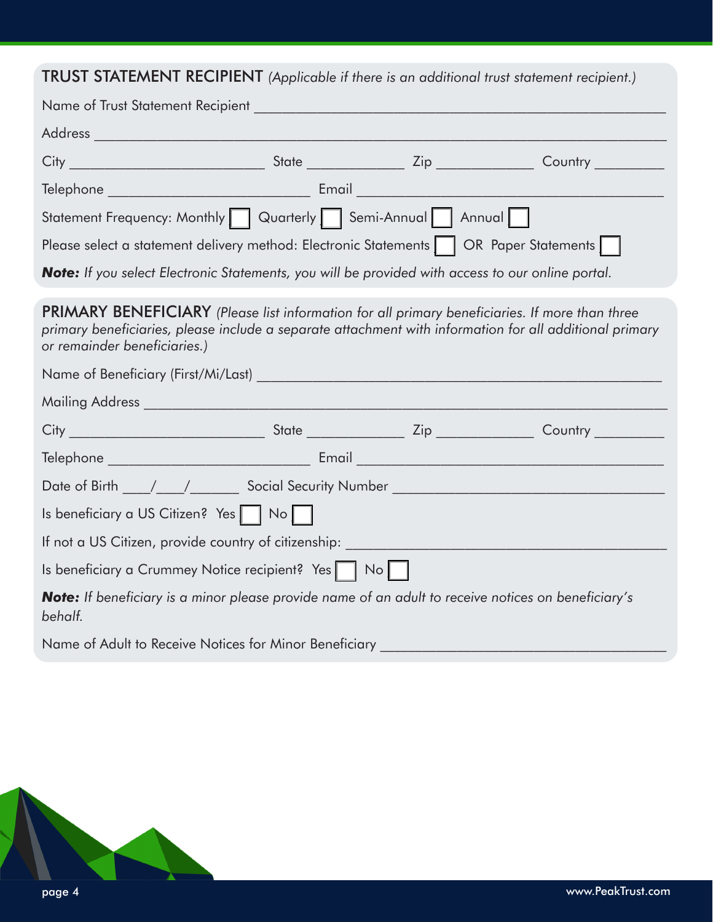## TRUST STATEMENT RECIPIENT *(Applicable if there is an additional trust statement recipient.)*

Name of Trust Statement Recipient ___________________________________________

Address ___________________________________________

City ___________________ State __________ Zip __________ Country ________

Telephone ___________________ Email ___________________________________________

Statement Frequency: Monthly ☐ Quarterly ☐ Semi-Annual ☐ Annual ☐

Please select a statement delivery method: Electronic Statements ☐ OR Paper Statements ☐

***Note:*** *If you select Electronic Statements, you will be provided with access to our online portal.*

## PRIMARY BENEFICIARY *(Please list information for all primary beneficiaries. If more than three primary beneficiaries, please include a separate attachment with information for all additional primary or remainder beneficiaries.)*

Name of Beneficiary (First/Mi/Last) ___________________________________________

Mailing Address ___________________________________________

City ___________________ State __________ Zip __________ Country ________

Telephone ___________________ Email ___________________________________________

Date of Birth ___/___/_____ Social Security Number ___________________________

Is beneficiary a US Citizen? Yes ☐ No ☐

If not a US Citizen, provide country of citizenship: ___________________________

Is beneficiary a Crummey Notice recipient? Yes ☐ No ☐

***Note:*** *If beneficiary is a minor please provide name of an adult to receive notices on beneficiary's behalf.*

Name of Adult to Receive Notices for Minor Beneficiary ___________________________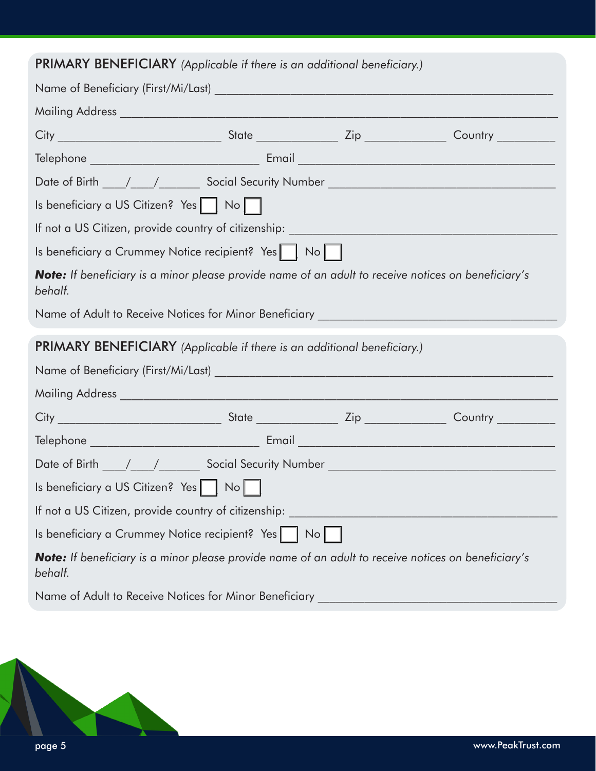## PRIMARY BENEFICIARY *(Applicable if there is an additional beneficiary.)*

Name of Beneficiary (First/Mi/Last) ____________________________________________

Mailing Address ____________________________________________________________

City ________________________ State ____________ Zip ____________ Country _________

Telephone _________________________ Email ______________________________________

Date of Birth ___/___/______ Social Security Number ______________________________

Is beneficiary a US Citizen? Yes ☐ No ☐

If not a US Citizen, provide country of citizenship: ______________________________

Is beneficiary a Crummey Notice recipient? Yes ☐ No ☐

***Note:*** *If beneficiary is a minor please provide name of an adult to receive notices on beneficiary's behalf.*

Name of Adult to Receive Notices for Minor Beneficiary ____________________________

## PRIMARY BENEFICIARY *(Applicable if there is an additional beneficiary.)*

Name of Beneficiary (First/Mi/Last) ____________________________________________

Mailing Address ____________________________________________________________

City ________________________ State ____________ Zip ____________ Country _________

Telephone _________________________ Email ______________________________________

Date of Birth ___/___/______ Social Security Number ______________________________

Is beneficiary a US Citizen? Yes ☐ No ☐

If not a US Citizen, provide country of citizenship: ______________________________

Is beneficiary a Crummey Notice recipient? Yes ☐ No ☐

***Note:*** *If beneficiary is a minor please provide name of an adult to receive notices on beneficiary's behalf.*

Name of Adult to Receive Notices for Minor Beneficiary ____________________________